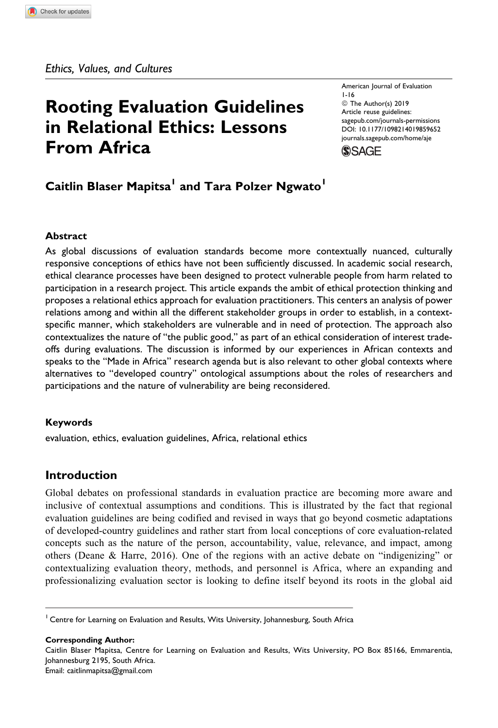*Ethics, Values, and Cultures*

# Rooting Evaluation Guidelines in Relational Ethics: Lessons From Africa

American Journal of Evaluation
1-16
© The Author(s) 2019
Article reuse guidelines:
sagepub.com/journals-permissions
DOI: 10.1177/1098214019859652
journals.sagepub.com/home/aje

**Caitlin Blaser Mapitsa[1] and Tara Polzer Ngwato[1]**

## Abstract

As global discussions of evaluation standards become more contextually nuanced, culturally responsive conceptions of ethics have not been sufficiently discussed. In academic social research, ethical clearance processes have been designed to protect vulnerable people from harm related to participation in a research project. This article expands the ambit of ethical protection thinking and proposes a relational ethics approach for evaluation practitioners. This centers an analysis of power relations among and within all the different stakeholder groups in order to establish, in a context-specific manner, which stakeholders are vulnerable and in need of protection. The approach also contextualizes the nature of "the public good," as part of an ethical consideration of interest trade-offs during evaluations. The discussion is informed by our experiences in African contexts and speaks to the "Made in Africa" research agenda but is also relevant to other global contexts where alternatives to "developed country" ontological assumptions about the roles of researchers and participations and the nature of vulnerability are being reconsidered.

## Keywords

evaluation, ethics, evaluation guidelines, Africa, relational ethics

## Introduction

Global debates on professional standards in evaluation practice are becoming more aware and inclusive of contextual assumptions and conditions. This is illustrated by the fact that regional evaluation guidelines are being codified and revised in ways that go beyond cosmetic adaptations of developed-country guidelines and rather start from local conceptions of core evaluation-related concepts such as the nature of the person, accountability, value, relevance, and impact, among others (Deane & Harre, 2016). One of the regions with an active debate on "indigenizing" or contextualizing evaluation theory, methods, and personnel is Africa, where an expanding and professionalizing evaluation sector is looking to define itself beyond its roots in the global aid

---

[1] Centre for Learning on Evaluation and Results, Wits University, Johannesburg, South Africa

**Corresponding Author:**
Caitlin Blaser Mapitsa, Centre for Learning on Evaluation and Results, Wits University, PO Box 85166, Emmarentia, Johannesburg 2195, South Africa.
Email: caitlinmapitsa@gmail.com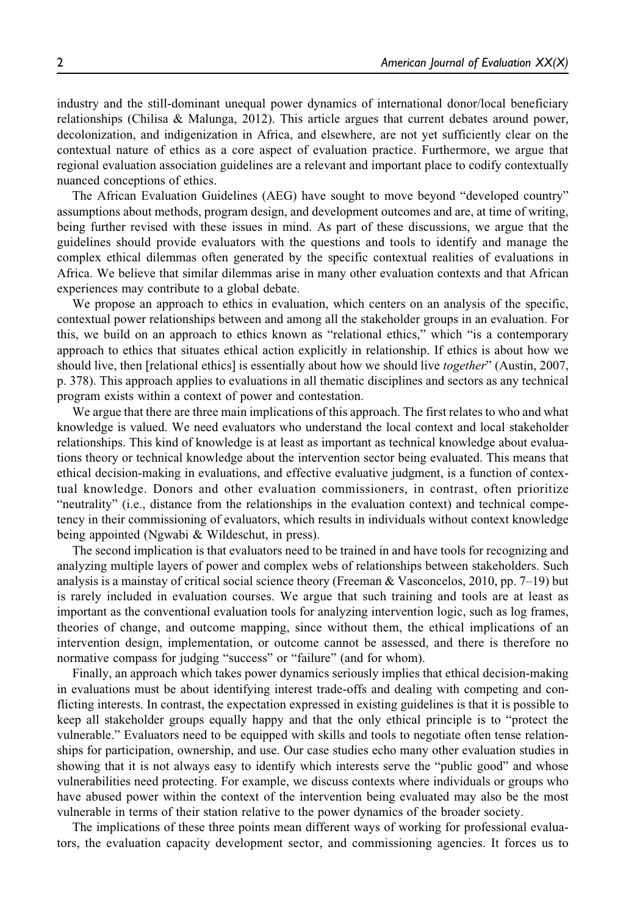industry and the still-dominant unequal power dynamics of international donor/local beneficiary relationships (Chilisa & Malunga, 2012). This article argues that current debates around power, decolonization, and indigenization in Africa, and elsewhere, are not yet sufficiently clear on the contextual nature of ethics as a core aspect of evaluation practice. Furthermore, we argue that regional evaluation association guidelines are a relevant and important place to codify contextually nuanced conceptions of ethics.

The African Evaluation Guidelines (AEG) have sought to move beyond "developed country" assumptions about methods, program design, and development outcomes and are, at time of writing, being further revised with these issues in mind. As part of these discussions, we argue that the guidelines should provide evaluators with the questions and tools to identify and manage the complex ethical dilemmas often generated by the specific contextual realities of evaluations in Africa. We believe that similar dilemmas arise in many other evaluation contexts and that African experiences may contribute to a global debate.

We propose an approach to ethics in evaluation, which centers on an analysis of the specific, contextual power relationships between and among all the stakeholder groups in an evaluation. For this, we build on an approach to ethics known as "relational ethics," which "is a contemporary approach to ethics that situates ethical action explicitly in relationship. If ethics is about how we should live, then [relational ethics] is essentially about how we should live *together*" (Austin, 2007, p. 378). This approach applies to evaluations in all thematic disciplines and sectors as any technical program exists within a context of power and contestation.

We argue that there are three main implications of this approach. The first relates to who and what knowledge is valued. We need evaluators who understand the local context and local stakeholder relationships. This kind of knowledge is at least as important as technical knowledge about evaluations theory or technical knowledge about the intervention sector being evaluated. This means that ethical decision-making in evaluations, and effective evaluative judgment, is a function of contextual knowledge. Donors and other evaluation commissioners, in contrast, often prioritize "neutrality" (i.e., distance from the relationships in the evaluation context) and technical competency in their commissioning of evaluators, which results in individuals without context knowledge being appointed (Ngwabi & Wildeschut, in press).

The second implication is that evaluators need to be trained in and have tools for recognizing and analyzing multiple layers of power and complex webs of relationships between stakeholders. Such analysis is a mainstay of critical social science theory (Freeman & Vasconcelos, 2010, pp. 7–19) but is rarely included in evaluation courses. We argue that such training and tools are at least as important as the conventional evaluation tools for analyzing intervention logic, such as log frames, theories of change, and outcome mapping, since without them, the ethical implications of an intervention design, implementation, or outcome cannot be assessed, and there is therefore no normative compass for judging "success" or "failure" (and for whom).

Finally, an approach which takes power dynamics seriously implies that ethical decision-making in evaluations must be about identifying interest trade-offs and dealing with competing and conflicting interests. In contrast, the expectation expressed in existing guidelines is that it is possible to keep all stakeholder groups equally happy and that the only ethical principle is to "protect the vulnerable." Evaluators need to be equipped with skills and tools to negotiate often tense relationships for participation, ownership, and use. Our case studies echo many other evaluation studies in showing that it is not always easy to identify which interests serve the "public good" and whose vulnerabilities need protecting. For example, we discuss contexts where individuals or groups who have abused power within the context of the intervention being evaluated may also be the most vulnerable in terms of their station relative to the power dynamics of the broader society.

The implications of these three points mean different ways of working for professional evaluators, the evaluation capacity development sector, and commissioning agencies. It forces us to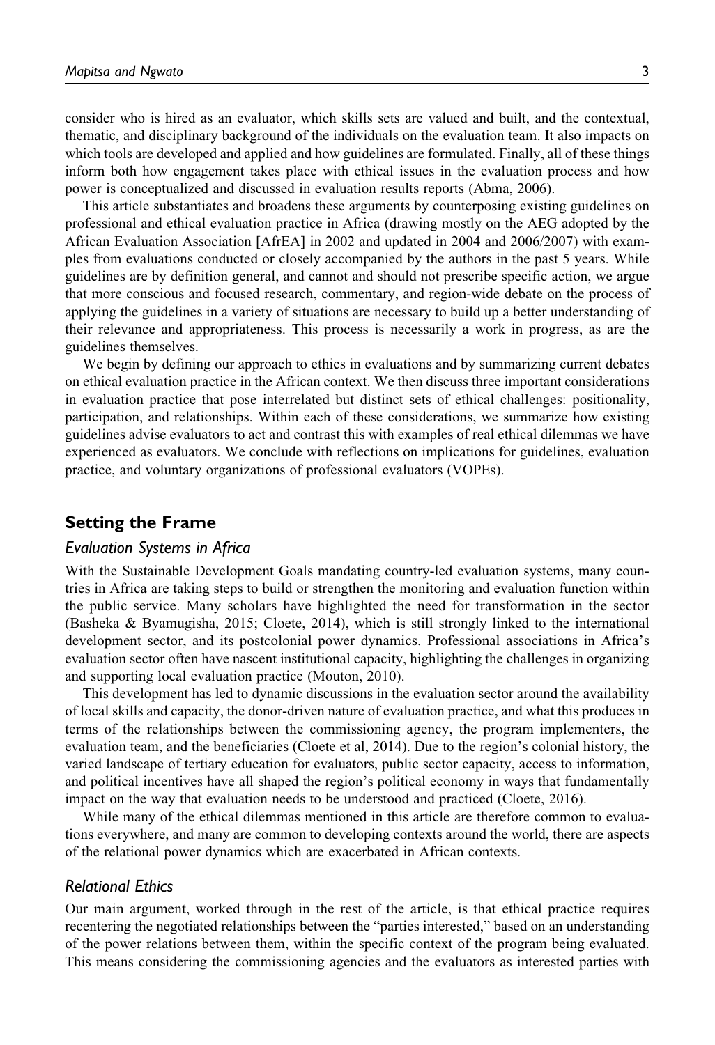consider who is hired as an evaluator, which skills sets are valued and built, and the contextual, thematic, and disciplinary background of the individuals on the evaluation team. It also impacts on which tools are developed and applied and how guidelines are formulated. Finally, all of these things inform both how engagement takes place with ethical issues in the evaluation process and how power is conceptualized and discussed in evaluation results reports (Abma, 2006).

This article substantiates and broadens these arguments by counterposing existing guidelines on professional and ethical evaluation practice in Africa (drawing mostly on the AEG adopted by the African Evaluation Association [AfrEA] in 2002 and updated in 2004 and 2006/2007) with examples from evaluations conducted or closely accompanied by the authors in the past 5 years. While guidelines are by definition general, and cannot and should not prescribe specific action, we argue that more conscious and focused research, commentary, and region-wide debate on the process of applying the guidelines in a variety of situations are necessary to build up a better understanding of their relevance and appropriateness. This process is necessarily a work in progress, as are the guidelines themselves.

We begin by defining our approach to ethics in evaluations and by summarizing current debates on ethical evaluation practice in the African context. We then discuss three important considerations in evaluation practice that pose interrelated but distinct sets of ethical challenges: positionality, participation, and relationships. Within each of these considerations, we summarize how existing guidelines advise evaluators to act and contrast this with examples of real ethical dilemmas we have experienced as evaluators. We conclude with reflections on implications for guidelines, evaluation practice, and voluntary organizations of professional evaluators (VOPEs).

## Setting the Frame

### *Evaluation Systems in Africa*

With the Sustainable Development Goals mandating country-led evaluation systems, many countries in Africa are taking steps to build or strengthen the monitoring and evaluation function within the public service. Many scholars have highlighted the need for transformation in the sector (Basheka & Byamugisha, 2015; Cloete, 2014), which is still strongly linked to the international development sector, and its postcolonial power dynamics. Professional associations in Africa's evaluation sector often have nascent institutional capacity, highlighting the challenges in organizing and supporting local evaluation practice (Mouton, 2010).

This development has led to dynamic discussions in the evaluation sector around the availability of local skills and capacity, the donor-driven nature of evaluation practice, and what this produces in terms of the relationships between the commissioning agency, the program implementers, the evaluation team, and the beneficiaries (Cloete et al, 2014). Due to the region's colonial history, the varied landscape of tertiary education for evaluators, public sector capacity, access to information, and political incentives have all shaped the region's political economy in ways that fundamentally impact on the way that evaluation needs to be understood and practiced (Cloete, 2016).

While many of the ethical dilemmas mentioned in this article are therefore common to evaluations everywhere, and many are common to developing contexts around the world, there are aspects of the relational power dynamics which are exacerbated in African contexts.

### *Relational Ethics*

Our main argument, worked through in the rest of the article, is that ethical practice requires recentering the negotiated relationships between the "parties interested," based on an understanding of the power relations between them, within the specific context of the program being evaluated. This means considering the commissioning agencies and the evaluators as interested parties with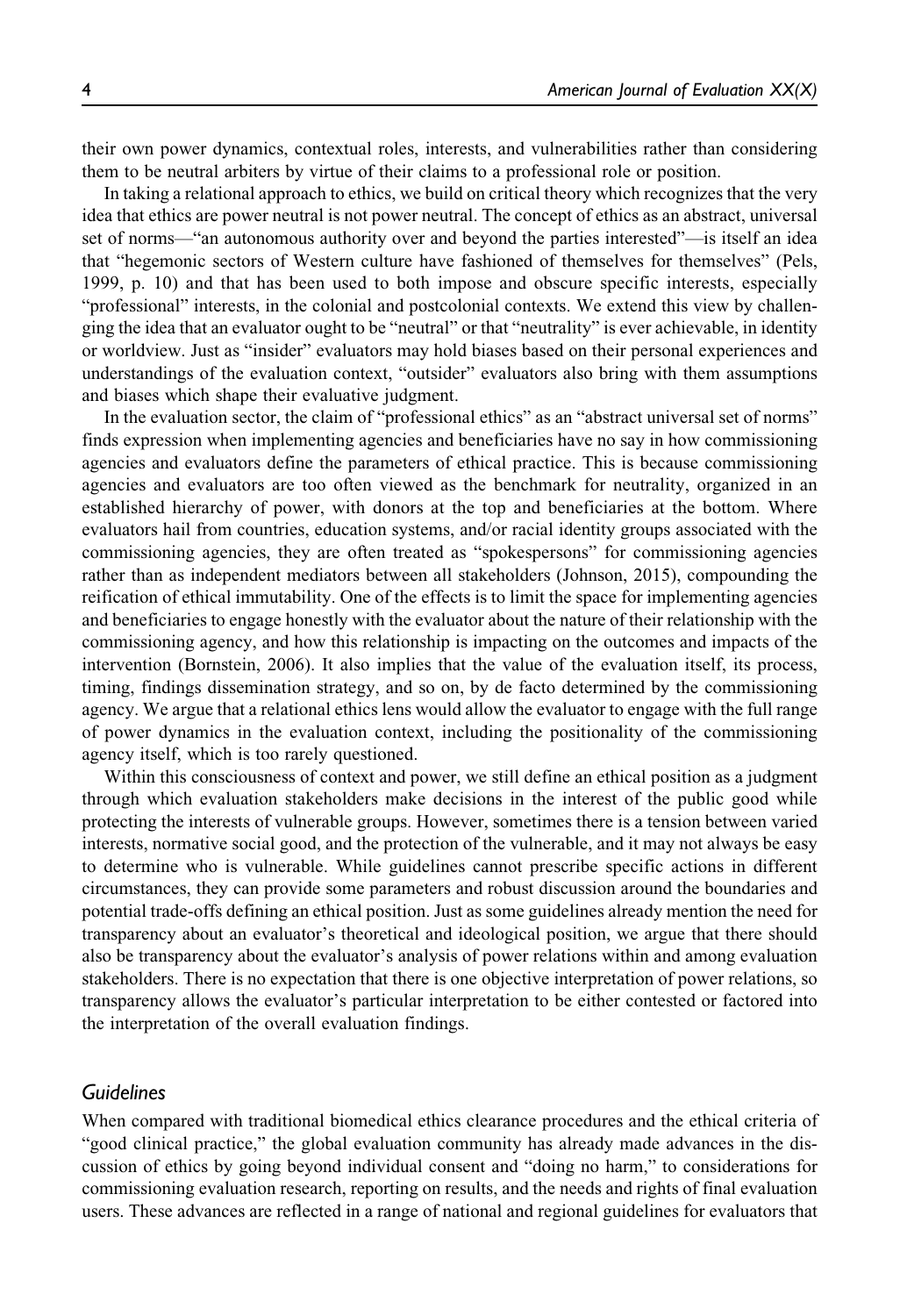their own power dynamics, contextual roles, interests, and vulnerabilities rather than considering them to be neutral arbiters by virtue of their claims to a professional role or position.

In taking a relational approach to ethics, we build on critical theory which recognizes that the very idea that ethics are power neutral is not power neutral. The concept of ethics as an abstract, universal set of norms—"an autonomous authority over and beyond the parties interested"—is itself an idea that "hegemonic sectors of Western culture have fashioned of themselves for themselves" (Pels, 1999, p. 10) and that has been used to both impose and obscure specific interests, especially "professional" interests, in the colonial and postcolonial contexts. We extend this view by challenging the idea that an evaluator ought to be "neutral" or that "neutrality" is ever achievable, in identity or worldview. Just as "insider" evaluators may hold biases based on their personal experiences and understandings of the evaluation context, "outsider" evaluators also bring with them assumptions and biases which shape their evaluative judgment.

In the evaluation sector, the claim of "professional ethics" as an "abstract universal set of norms" finds expression when implementing agencies and beneficiaries have no say in how commissioning agencies and evaluators define the parameters of ethical practice. This is because commissioning agencies and evaluators are too often viewed as the benchmark for neutrality, organized in an established hierarchy of power, with donors at the top and beneficiaries at the bottom. Where evaluators hail from countries, education systems, and/or racial identity groups associated with the commissioning agencies, they are often treated as "spokespersons" for commissioning agencies rather than as independent mediators between all stakeholders (Johnson, 2015), compounding the reification of ethical immutability. One of the effects is to limit the space for implementing agencies and beneficiaries to engage honestly with the evaluator about the nature of their relationship with the commissioning agency, and how this relationship is impacting on the outcomes and impacts of the intervention (Bornstein, 2006). It also implies that the value of the evaluation itself, its process, timing, findings dissemination strategy, and so on, by de facto determined by the commissioning agency. We argue that a relational ethics lens would allow the evaluator to engage with the full range of power dynamics in the evaluation context, including the positionality of the commissioning agency itself, which is too rarely questioned.

Within this consciousness of context and power, we still define an ethical position as a judgment through which evaluation stakeholders make decisions in the interest of the public good while protecting the interests of vulnerable groups. However, sometimes there is a tension between varied interests, normative social good, and the protection of the vulnerable, and it may not always be easy to determine who is vulnerable. While guidelines cannot prescribe specific actions in different circumstances, they can provide some parameters and robust discussion around the boundaries and potential trade-offs defining an ethical position. Just as some guidelines already mention the need for transparency about an evaluator's theoretical and ideological position, we argue that there should also be transparency about the evaluator's analysis of power relations within and among evaluation stakeholders. There is no expectation that there is one objective interpretation of power relations, so transparency allows the evaluator's particular interpretation to be either contested or factored into the interpretation of the overall evaluation findings.

## *Guidelines*

When compared with traditional biomedical ethics clearance procedures and the ethical criteria of "good clinical practice," the global evaluation community has already made advances in the discussion of ethics by going beyond individual consent and "doing no harm," to considerations for commissioning evaluation research, reporting on results, and the needs and rights of final evaluation users. These advances are reflected in a range of national and regional guidelines for evaluators that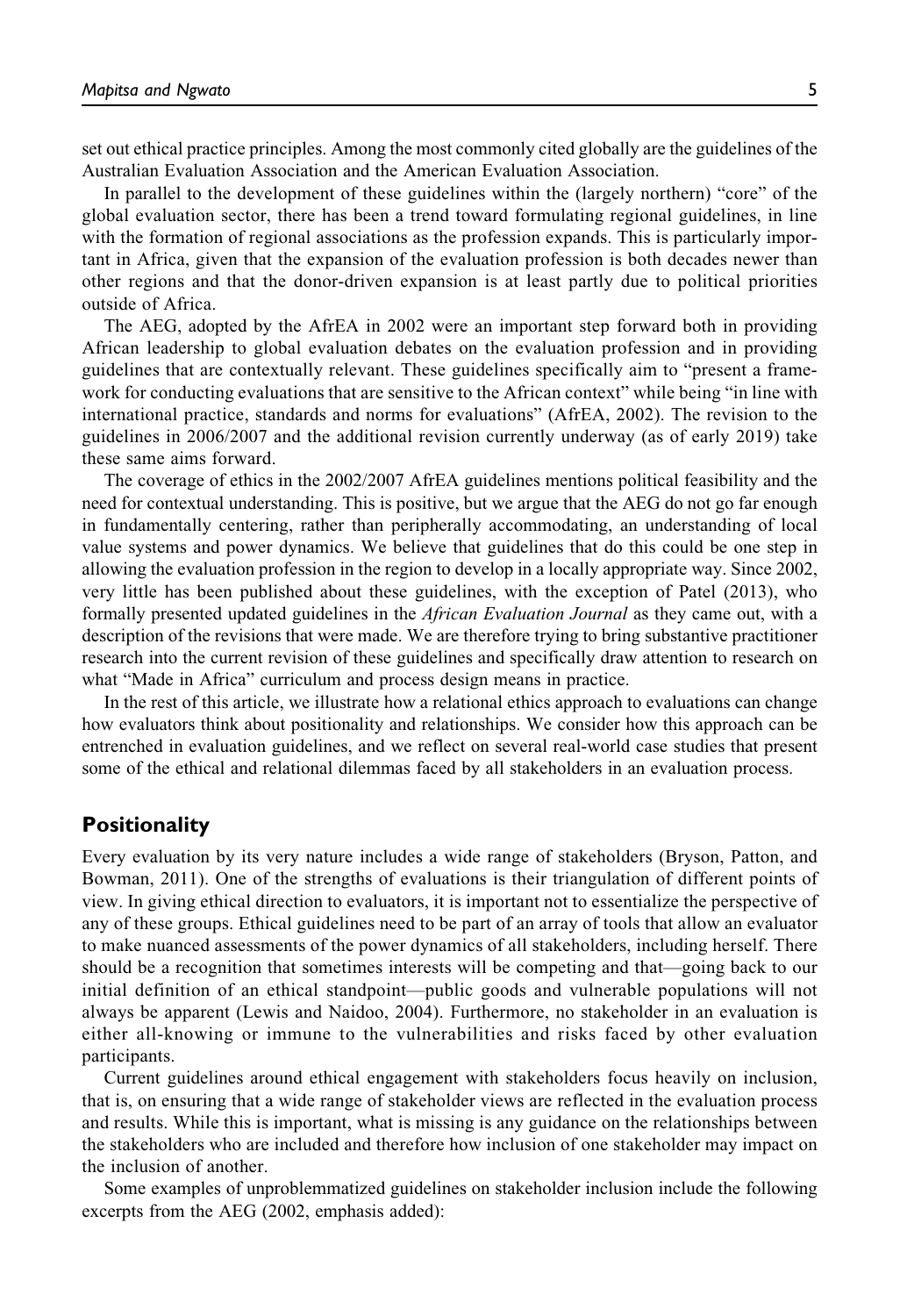set out ethical practice principles. Among the most commonly cited globally are the guidelines of the Australian Evaluation Association and the American Evaluation Association.

In parallel to the development of these guidelines within the (largely northern) "core" of the global evaluation sector, there has been a trend toward formulating regional guidelines, in line with the formation of regional associations as the profession expands. This is particularly important in Africa, given that the expansion of the evaluation profession is both decades newer than other regions and that the donor-driven expansion is at least partly due to political priorities outside of Africa.

The AEG, adopted by the AfrEA in 2002 were an important step forward both in providing African leadership to global evaluation debates on the evaluation profession and in providing guidelines that are contextually relevant. These guidelines specifically aim to "present a framework for conducting evaluations that are sensitive to the African context" while being "in line with international practice, standards and norms for evaluations" (AfrEA, 2002). The revision to the guidelines in 2006/2007 and the additional revision currently underway (as of early 2019) take these same aims forward.

The coverage of ethics in the 2002/2007 AfrEA guidelines mentions political feasibility and the need for contextual understanding. This is positive, but we argue that the AEG do not go far enough in fundamentally centering, rather than peripherally accommodating, an understanding of local value systems and power dynamics. We believe that guidelines that do this could be one step in allowing the evaluation profession in the region to develop in a locally appropriate way. Since 2002, very little has been published about these guidelines, with the exception of Patel (2013), who formally presented updated guidelines in the *African Evaluation Journal* as they came out, with a description of the revisions that were made. We are therefore trying to bring substantive practitioner research into the current revision of these guidelines and specifically draw attention to research on what "Made in Africa" curriculum and process design means in practice.

In the rest of this article, we illustrate how a relational ethics approach to evaluations can change how evaluators think about positionality and relationships. We consider how this approach can be entrenched in evaluation guidelines, and we reflect on several real-world case studies that present some of the ethical and relational dilemmas faced by all stakeholders in an evaluation process.

## Positionality

Every evaluation by its very nature includes a wide range of stakeholders (Bryson, Patton, and Bowman, 2011). One of the strengths of evaluations is their triangulation of different points of view. In giving ethical direction to evaluators, it is important not to essentialize the perspective of any of these groups. Ethical guidelines need to be part of an array of tools that allow an evaluator to make nuanced assessments of the power dynamics of all stakeholders, including herself. There should be a recognition that sometimes interests will be competing and that—going back to our initial definition of an ethical standpoint—public goods and vulnerable populations will not always be apparent (Lewis and Naidoo, 2004). Furthermore, no stakeholder in an evaluation is either all-knowing or immune to the vulnerabilities and risks faced by other evaluation participants.

Current guidelines around ethical engagement with stakeholders focus heavily on inclusion, that is, on ensuring that a wide range of stakeholder views are reflected in the evaluation process and results. While this is important, what is missing is any guidance on the relationships between the stakeholders who are included and therefore how inclusion of one stakeholder may impact on the inclusion of another.

Some examples of unproblemmatized guidelines on stakeholder inclusion include the following excerpts from the AEG (2002, emphasis added):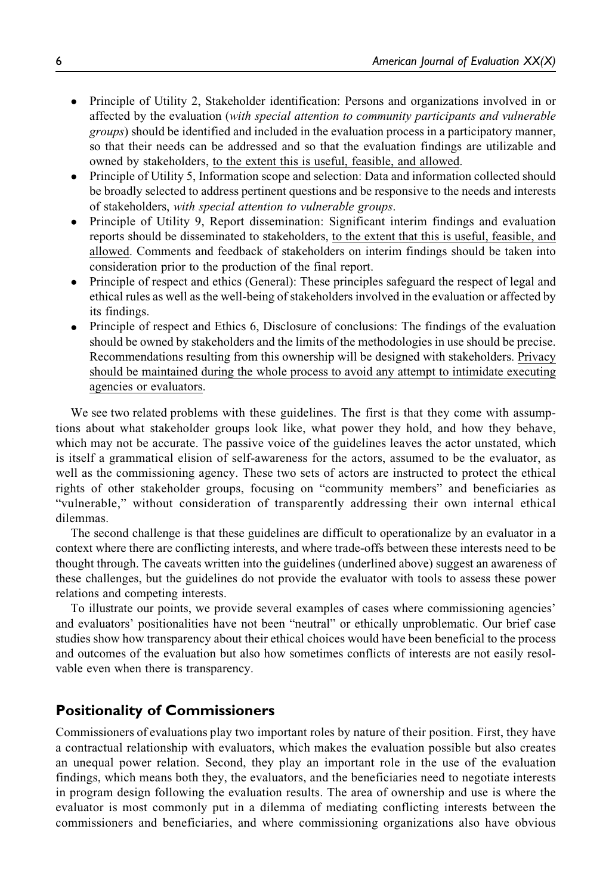- Principle of Utility 2, Stakeholder identification: Persons and organizations involved in or affected by the evaluation (*with special attention to community participants and vulnerable groups*) should be identified and included in the evaluation process in a participatory manner, so that their needs can be addressed and so that the evaluation findings are utilizable and owned by stakeholders, <u>to the extent this is useful, feasible, and allowed</u>.
- Principle of Utility 5, Information scope and selection: Data and information collected should be broadly selected to address pertinent questions and be responsive to the needs and interests of stakeholders, *with special attention to vulnerable groups*.
- Principle of Utility 9, Report dissemination: Significant interim findings and evaluation reports should be disseminated to stakeholders, <u>to the extent that this is useful, feasible, and allowed</u>. Comments and feedback of stakeholders on interim findings should be taken into consideration prior to the production of the final report.
- Principle of respect and ethics (General): These principles safeguard the respect of legal and ethical rules as well as the well-being of stakeholders involved in the evaluation or affected by its findings.
- Principle of respect and Ethics 6, Disclosure of conclusions: The findings of the evaluation should be owned by stakeholders and the limits of the methodologies in use should be precise. Recommendations resulting from this ownership will be designed with stakeholders. <u>Privacy should be maintained during the whole process to avoid any attempt to intimidate executing agencies or evaluators</u>.

We see two related problems with these guidelines. The first is that they come with assumptions about what stakeholder groups look like, what power they hold, and how they behave, which may not be accurate. The passive voice of the guidelines leaves the actor unstated, which is itself a grammatical elision of self-awareness for the actors, assumed to be the evaluator, as well as the commissioning agency. These two sets of actors are instructed to protect the ethical rights of other stakeholder groups, focusing on "community members" and beneficiaries as "vulnerable," without consideration of transparently addressing their own internal ethical dilemmas.

The second challenge is that these guidelines are difficult to operationalize by an evaluator in a context where there are conflicting interests, and where trade-offs between these interests need to be thought through. The caveats written into the guidelines (underlined above) suggest an awareness of these challenges, but the guidelines do not provide the evaluator with tools to assess these power relations and competing interests.

To illustrate our points, we provide several examples of cases where commissioning agencies' and evaluators' positionalities have not been "neutral" or ethically unproblematic. Our brief case studies show how transparency about their ethical choices would have been beneficial to the process and outcomes of the evaluation but also how sometimes conflicts of interests are not easily resolvable even when there is transparency.

## Positionality of Commissioners

Commissioners of evaluations play two important roles by nature of their position. First, they have a contractual relationship with evaluators, which makes the evaluation possible but also creates an unequal power relation. Second, they play an important role in the use of the evaluation findings, which means both they, the evaluators, and the beneficiaries need to negotiate interests in program design following the evaluation results. The area of ownership and use is where the evaluator is most commonly put in a dilemma of mediating conflicting interests between the commissioners and beneficiaries, and where commissioning organizations also have obvious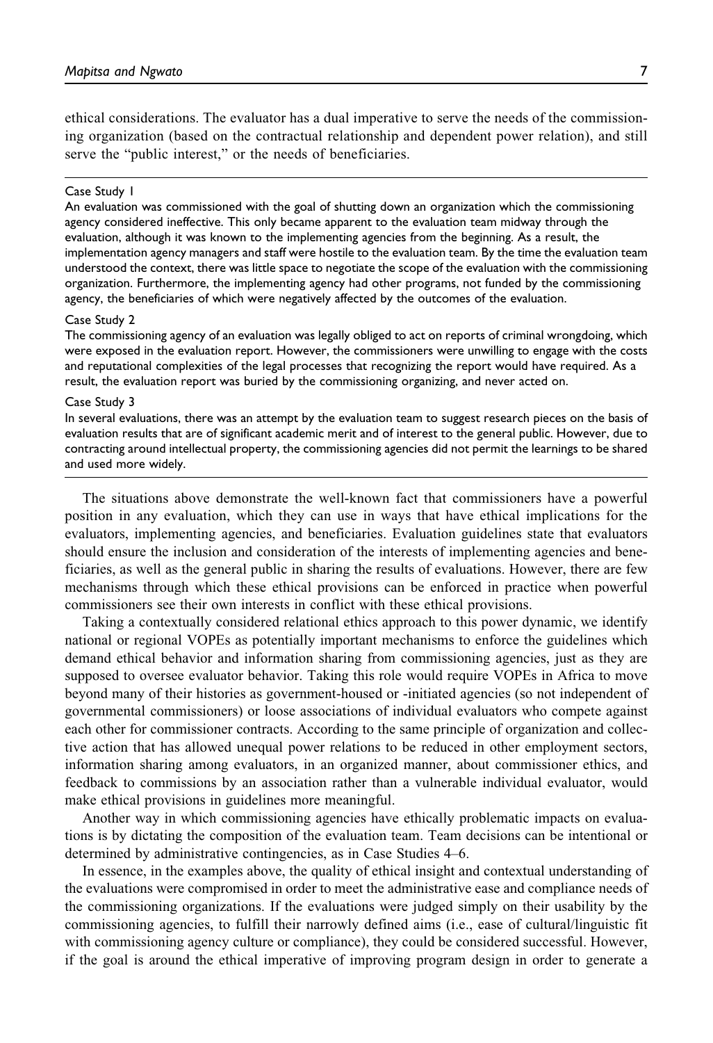ethical considerations. The evaluator has a dual imperative to serve the needs of the commissioning organization (based on the contractual relationship and dependent power relation), and still serve the "public interest," or the needs of beneficiaries.

---

Case Study 1

An evaluation was commissioned with the goal of shutting down an organization which the commissioning agency considered ineffective. This only became apparent to the evaluation team midway through the evaluation, although it was known to the implementing agencies from the beginning. As a result, the implementation agency managers and staff were hostile to the evaluation team. By the time the evaluation team understood the context, there was little space to negotiate the scope of the evaluation with the commissioning organization. Furthermore, the implementing agency had other programs, not funded by the commissioning agency, the beneficiaries of which were negatively affected by the outcomes of the evaluation.

Case Study 2

The commissioning agency of an evaluation was legally obliged to act on reports of criminal wrongdoing, which were exposed in the evaluation report. However, the commissioners were unwilling to engage with the costs and reputational complexities of the legal processes that recognizing the report would have required. As a result, the evaluation report was buried by the commissioning organizing, and never acted on.

Case Study 3

In several evaluations, there was an attempt by the evaluation team to suggest research pieces on the basis of evaluation results that are of significant academic merit and of interest to the general public. However, due to contracting around intellectual property, the commissioning agencies did not permit the learnings to be shared and used more widely.

---

The situations above demonstrate the well-known fact that commissioners have a powerful position in any evaluation, which they can use in ways that have ethical implications for the evaluators, implementing agencies, and beneficiaries. Evaluation guidelines state that evaluators should ensure the inclusion and consideration of the interests of implementing agencies and beneficiaries, as well as the general public in sharing the results of evaluations. However, there are few mechanisms through which these ethical provisions can be enforced in practice when powerful commissioners see their own interests in conflict with these ethical provisions.

Taking a contextually considered relational ethics approach to this power dynamic, we identify national or regional VOPEs as potentially important mechanisms to enforce the guidelines which demand ethical behavior and information sharing from commissioning agencies, just as they are supposed to oversee evaluator behavior. Taking this role would require VOPEs in Africa to move beyond many of their histories as government-housed or -initiated agencies (so not independent of governmental commissioners) or loose associations of individual evaluators who compete against each other for commissioner contracts. According to the same principle of organization and collective action that has allowed unequal power relations to be reduced in other employment sectors, information sharing among evaluators, in an organized manner, about commissioner ethics, and feedback to commissions by an association rather than a vulnerable individual evaluator, would make ethical provisions in guidelines more meaningful.

Another way in which commissioning agencies have ethically problematic impacts on evaluations is by dictating the composition of the evaluation team. Team decisions can be intentional or determined by administrative contingencies, as in Case Studies 4–6.

In essence, in the examples above, the quality of ethical insight and contextual understanding of the evaluations were compromised in order to meet the administrative ease and compliance needs of the commissioning organizations. If the evaluations were judged simply on their usability by the commissioning agencies, to fulfill their narrowly defined aims (i.e., ease of cultural/linguistic fit with commissioning agency culture or compliance), they could be considered successful. However, if the goal is around the ethical imperative of improving program design in order to generate a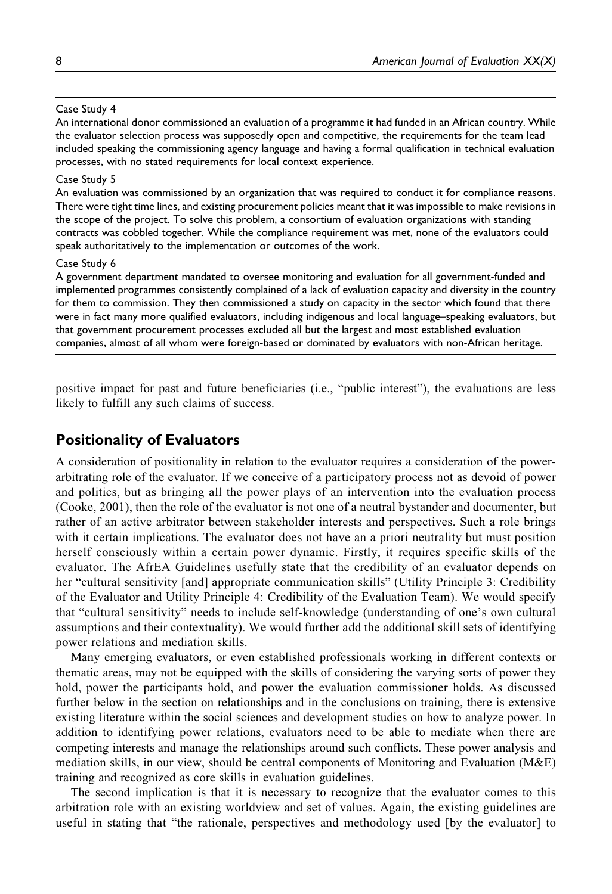Case Study 4

An international donor commissioned an evaluation of a programme it had funded in an African country. While the evaluator selection process was supposedly open and competitive, the requirements for the team lead included speaking the commissioning agency language and having a formal qualification in technical evaluation processes, with no stated requirements for local context experience.

Case Study 5

An evaluation was commissioned by an organization that was required to conduct it for compliance reasons. There were tight time lines, and existing procurement policies meant that it was impossible to make revisions in the scope of the project. To solve this problem, a consortium of evaluation organizations with standing contracts was cobbled together. While the compliance requirement was met, none of the evaluators could speak authoritatively to the implementation or outcomes of the work.

Case Study 6

A government department mandated to oversee monitoring and evaluation for all government-funded and implemented programmes consistently complained of a lack of evaluation capacity and diversity in the country for them to commission. They then commissioned a study on capacity in the sector which found that there were in fact many more qualified evaluators, including indigenous and local language–speaking evaluators, but that government procurement processes excluded all but the largest and most established evaluation companies, almost of all whom were foreign-based or dominated by evaluators with non-African heritage.

positive impact for past and future beneficiaries (i.e., "public interest"), the evaluations are less likely to fulfill any such claims of success.

## Positionality of Evaluators

A consideration of positionality in relation to the evaluator requires a consideration of the power-arbitrating role of the evaluator. If we conceive of a participatory process not as devoid of power and politics, but as bringing all the power plays of an intervention into the evaluation process (Cooke, 2001), then the role of the evaluator is not one of a neutral bystander and documenter, but rather of an active arbitrator between stakeholder interests and perspectives. Such a role brings with it certain implications. The evaluator does not have an a priori neutrality but must position herself consciously within a certain power dynamic. Firstly, it requires specific skills of the evaluator. The AfrEA Guidelines usefully state that the credibility of an evaluator depends on her "cultural sensitivity [and] appropriate communication skills" (Utility Principle 3: Credibility of the Evaluator and Utility Principle 4: Credibility of the Evaluation Team). We would specify that "cultural sensitivity" needs to include self-knowledge (understanding of one's own cultural assumptions and their contextuality). We would further add the additional skill sets of identifying power relations and mediation skills.

Many emerging evaluators, or even established professionals working in different contexts or thematic areas, may not be equipped with the skills of considering the varying sorts of power they hold, power the participants hold, and power the evaluation commissioner holds. As discussed further below in the section on relationships and in the conclusions on training, there is extensive existing literature within the social sciences and development studies on how to analyze power. In addition to identifying power relations, evaluators need to be able to mediate when there are competing interests and manage the relationships around such conflicts. These power analysis and mediation skills, in our view, should be central components of Monitoring and Evaluation (M&E) training and recognized as core skills in evaluation guidelines.

The second implication is that it is necessary to recognize that the evaluator comes to this arbitration role with an existing worldview and set of values. Again, the existing guidelines are useful in stating that "the rationale, perspectives and methodology used [by the evaluator] to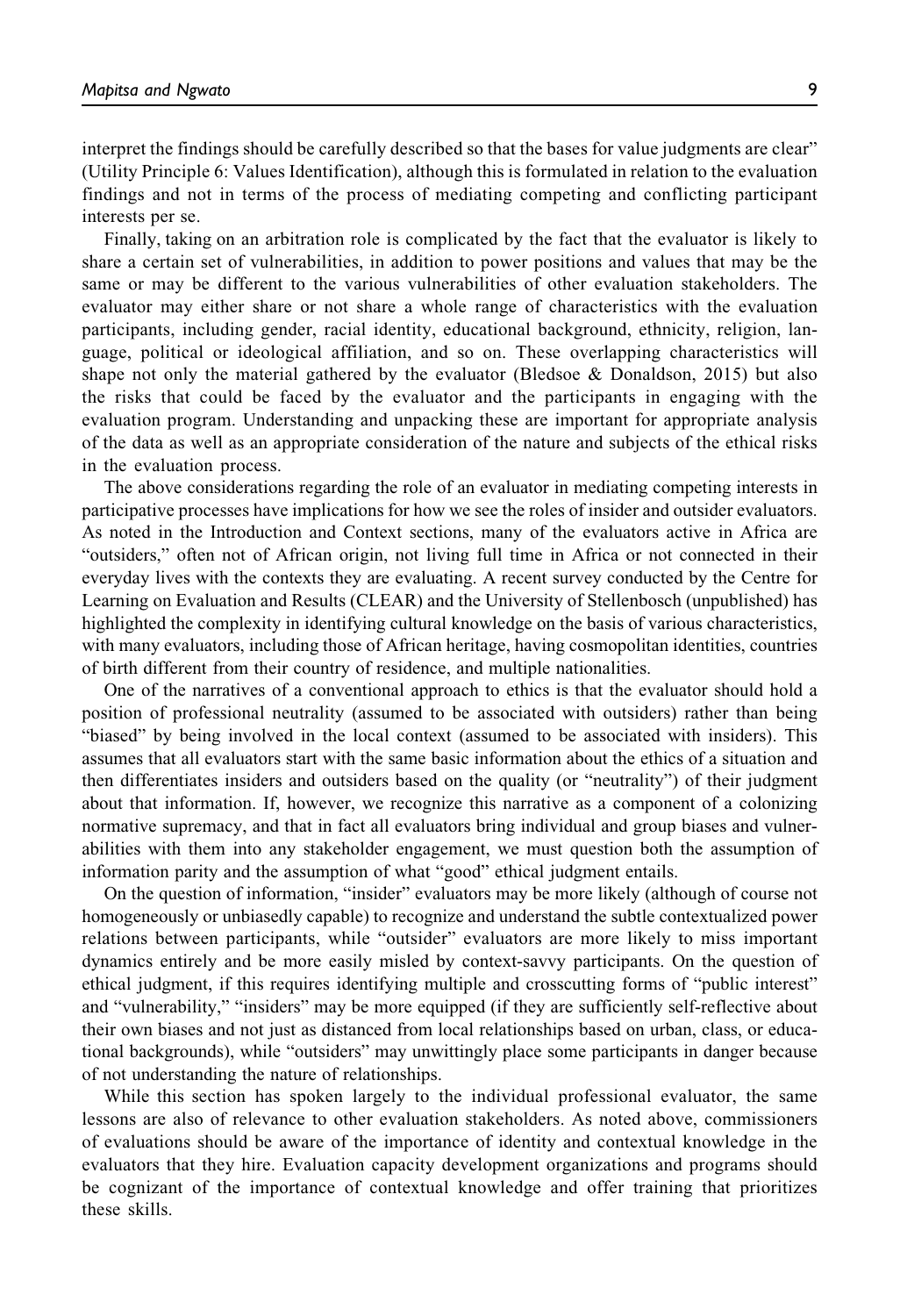interpret the findings should be carefully described so that the bases for value judgments are clear" (Utility Principle 6: Values Identification), although this is formulated in relation to the evaluation findings and not in terms of the process of mediating competing and conflicting participant interests per se.

Finally, taking on an arbitration role is complicated by the fact that the evaluator is likely to share a certain set of vulnerabilities, in addition to power positions and values that may be the same or may be different to the various vulnerabilities of other evaluation stakeholders. The evaluator may either share or not share a whole range of characteristics with the evaluation participants, including gender, racial identity, educational background, ethnicity, religion, language, political or ideological affiliation, and so on. These overlapping characteristics will shape not only the material gathered by the evaluator (Bledsoe & Donaldson, 2015) but also the risks that could be faced by the evaluator and the participants in engaging with the evaluation program. Understanding and unpacking these are important for appropriate analysis of the data as well as an appropriate consideration of the nature and subjects of the ethical risks in the evaluation process.

The above considerations regarding the role of an evaluator in mediating competing interests in participative processes have implications for how we see the roles of insider and outsider evaluators. As noted in the Introduction and Context sections, many of the evaluators active in Africa are "outsiders," often not of African origin, not living full time in Africa or not connected in their everyday lives with the contexts they are evaluating. A recent survey conducted by the Centre for Learning on Evaluation and Results (CLEAR) and the University of Stellenbosch (unpublished) has highlighted the complexity in identifying cultural knowledge on the basis of various characteristics, with many evaluators, including those of African heritage, having cosmopolitan identities, countries of birth different from their country of residence, and multiple nationalities.

One of the narratives of a conventional approach to ethics is that the evaluator should hold a position of professional neutrality (assumed to be associated with outsiders) rather than being "biased" by being involved in the local context (assumed to be associated with insiders). This assumes that all evaluators start with the same basic information about the ethics of a situation and then differentiates insiders and outsiders based on the quality (or "neutrality") of their judgment about that information. If, however, we recognize this narrative as a component of a colonizing normative supremacy, and that in fact all evaluators bring individual and group biases and vulnerabilities with them into any stakeholder engagement, we must question both the assumption of information parity and the assumption of what "good" ethical judgment entails.

On the question of information, "insider" evaluators may be more likely (although of course not homogeneously or unbiasedly capable) to recognize and understand the subtle contextualized power relations between participants, while "outsider" evaluators are more likely to miss important dynamics entirely and be more easily misled by context-savvy participants. On the question of ethical judgment, if this requires identifying multiple and crosscutting forms of "public interest" and "vulnerability," "insiders" may be more equipped (if they are sufficiently self-reflective about their own biases and not just as distanced from local relationships based on urban, class, or educational backgrounds), while "outsiders" may unwittingly place some participants in danger because of not understanding the nature of relationships.

While this section has spoken largely to the individual professional evaluator, the same lessons are also of relevance to other evaluation stakeholders. As noted above, commissioners of evaluations should be aware of the importance of identity and contextual knowledge in the evaluators that they hire. Evaluation capacity development organizations and programs should be cognizant of the importance of contextual knowledge and offer training that prioritizes these skills.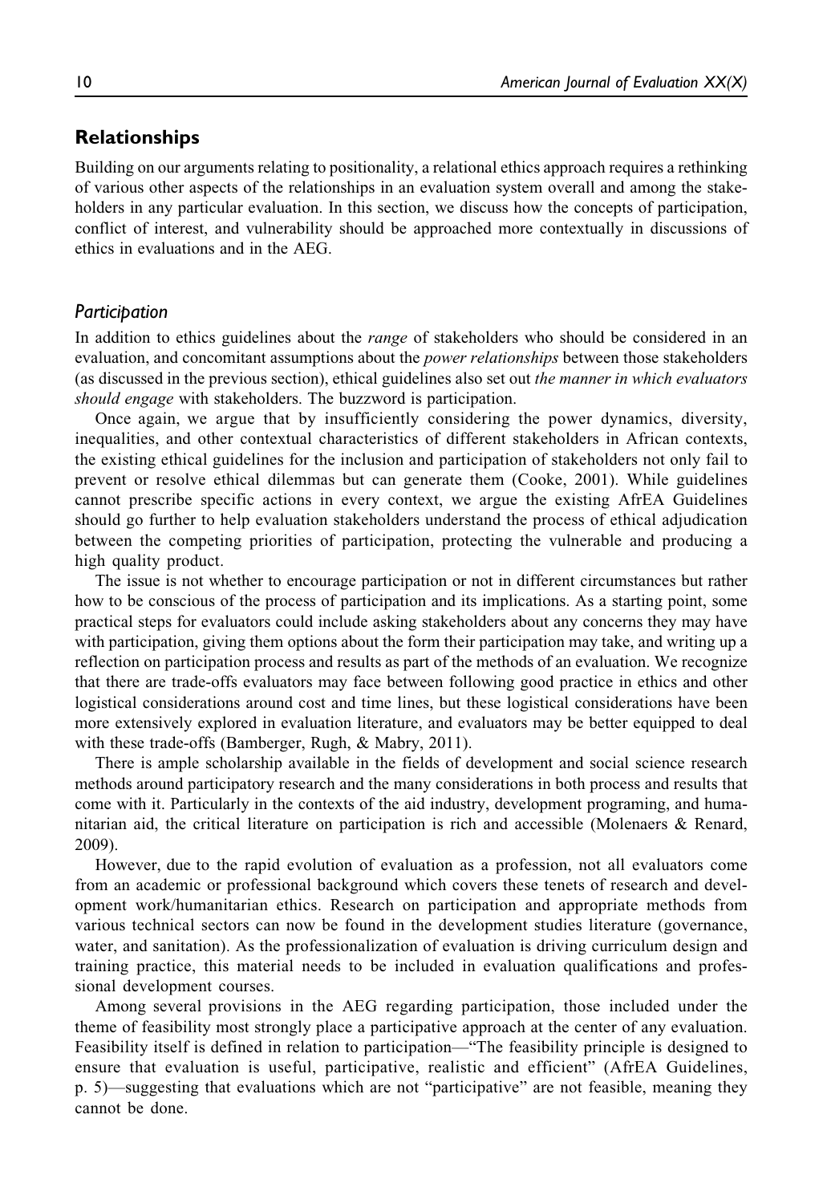## Relationships

Building on our arguments relating to positionality, a relational ethics approach requires a rethinking of various other aspects of the relationships in an evaluation system overall and among the stakeholders in any particular evaluation. In this section, we discuss how the concepts of participation, conflict of interest, and vulnerability should be approached more contextually in discussions of ethics in evaluations and in the AEG.

### *Participation*

In addition to ethics guidelines about the *range* of stakeholders who should be considered in an evaluation, and concomitant assumptions about the *power relationships* between those stakeholders (as discussed in the previous section), ethical guidelines also set out *the manner in which evaluators should engage* with stakeholders. The buzzword is participation.

Once again, we argue that by insufficiently considering the power dynamics, diversity, inequalities, and other contextual characteristics of different stakeholders in African contexts, the existing ethical guidelines for the inclusion and participation of stakeholders not only fail to prevent or resolve ethical dilemmas but can generate them (Cooke, 2001). While guidelines cannot prescribe specific actions in every context, we argue the existing AfrEA Guidelines should go further to help evaluation stakeholders understand the process of ethical adjudication between the competing priorities of participation, protecting the vulnerable and producing a high quality product.

The issue is not whether to encourage participation or not in different circumstances but rather how to be conscious of the process of participation and its implications. As a starting point, some practical steps for evaluators could include asking stakeholders about any concerns they may have with participation, giving them options about the form their participation may take, and writing up a reflection on participation process and results as part of the methods of an evaluation. We recognize that there are trade-offs evaluators may face between following good practice in ethics and other logistical considerations around cost and time lines, but these logistical considerations have been more extensively explored in evaluation literature, and evaluators may be better equipped to deal with these trade-offs (Bamberger, Rugh, & Mabry, 2011).

There is ample scholarship available in the fields of development and social science research methods around participatory research and the many considerations in both process and results that come with it. Particularly in the contexts of the aid industry, development programing, and humanitarian aid, the critical literature on participation is rich and accessible (Molenaers & Renard, 2009).

However, due to the rapid evolution of evaluation as a profession, not all evaluators come from an academic or professional background which covers these tenets of research and development work/humanitarian ethics. Research on participation and appropriate methods from various technical sectors can now be found in the development studies literature (governance, water, and sanitation). As the professionalization of evaluation is driving curriculum design and training practice, this material needs to be included in evaluation qualifications and professional development courses.

Among several provisions in the AEG regarding participation, those included under the theme of feasibility most strongly place a participative approach at the center of any evaluation. Feasibility itself is defined in relation to participation—"The feasibility principle is designed to ensure that evaluation is useful, participative, realistic and efficient" (AfrEA Guidelines, p. 5)—suggesting that evaluations which are not "participative" are not feasible, meaning they cannot be done.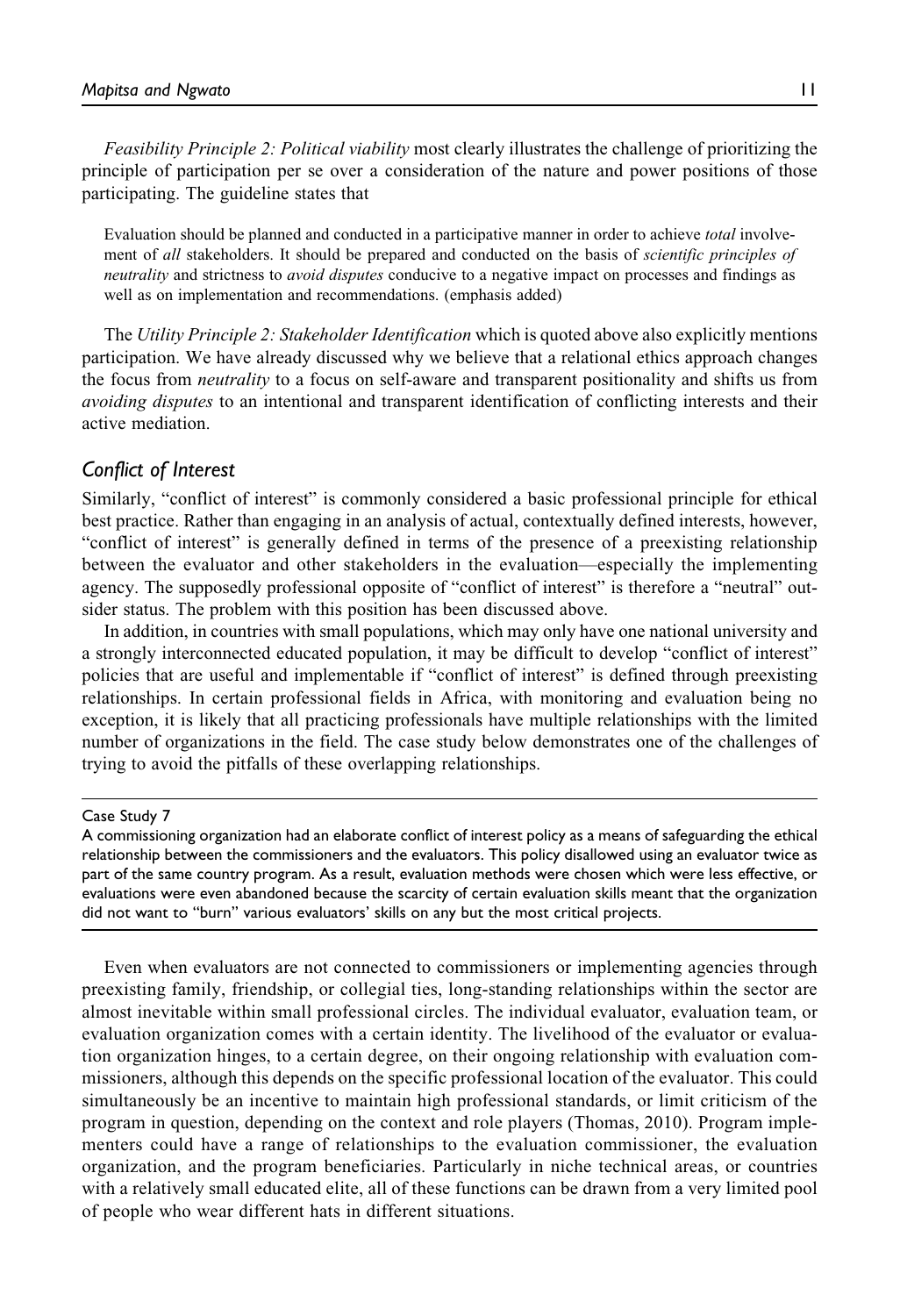*Feasibility Principle 2: Political viability* most clearly illustrates the challenge of prioritizing the principle of participation per se over a consideration of the nature and power positions of those participating. The guideline states that

> Evaluation should be planned and conducted in a participative manner in order to achieve *total* involvement of *all* stakeholders. It should be prepared and conducted on the basis of *scientific principles of neutrality* and strictness to *avoid disputes* conducive to a negative impact on processes and findings as well as on implementation and recommendations. (emphasis added)

The *Utility Principle 2: Stakeholder Identification* which is quoted above also explicitly mentions participation. We have already discussed why we believe that a relational ethics approach changes the focus from *neutrality* to a focus on self-aware and transparent positionality and shifts us from *avoiding disputes* to an intentional and transparent identification of conflicting interests and their active mediation.

### *Conflict of Interest*

Similarly, "conflict of interest" is commonly considered a basic professional principle for ethical best practice. Rather than engaging in an analysis of actual, contextually defined interests, however, "conflict of interest" is generally defined in terms of the presence of a preexisting relationship between the evaluator and other stakeholders in the evaluation—especially the implementing agency. The supposedly professional opposite of "conflict of interest" is therefore a "neutral" outsider status. The problem with this position has been discussed above.

In addition, in countries with small populations, which may only have one national university and a strongly interconnected educated population, it may be difficult to develop "conflict of interest" policies that are useful and implementable if "conflict of interest" is defined through preexisting relationships. In certain professional fields in Africa, with monitoring and evaluation being no exception, it is likely that all practicing professionals have multiple relationships with the limited number of organizations in the field. The case study below demonstrates one of the challenges of trying to avoid the pitfalls of these overlapping relationships.

---

Case Study 7

A commissioning organization had an elaborate conflict of interest policy as a means of safeguarding the ethical relationship between the commissioners and the evaluators. This policy disallowed using an evaluator twice as part of the same country program. As a result, evaluation methods were chosen which were less effective, or evaluations were even abandoned because the scarcity of certain evaluation skills meant that the organization did not want to "burn" various evaluators' skills on any but the most critical projects.

---

Even when evaluators are not connected to commissioners or implementing agencies through preexisting family, friendship, or collegial ties, long-standing relationships within the sector are almost inevitable within small professional circles. The individual evaluator, evaluation team, or evaluation organization comes with a certain identity. The livelihood of the evaluator or evaluation organization hinges, to a certain degree, on their ongoing relationship with evaluation commissioners, although this depends on the specific professional location of the evaluator. This could simultaneously be an incentive to maintain high professional standards, or limit criticism of the program in question, depending on the context and role players (Thomas, 2010). Program implementers could have a range of relationships to the evaluation commissioner, the evaluation organization, and the program beneficiaries. Particularly in niche technical areas, or countries with a relatively small educated elite, all of these functions can be drawn from a very limited pool of people who wear different hats in different situations.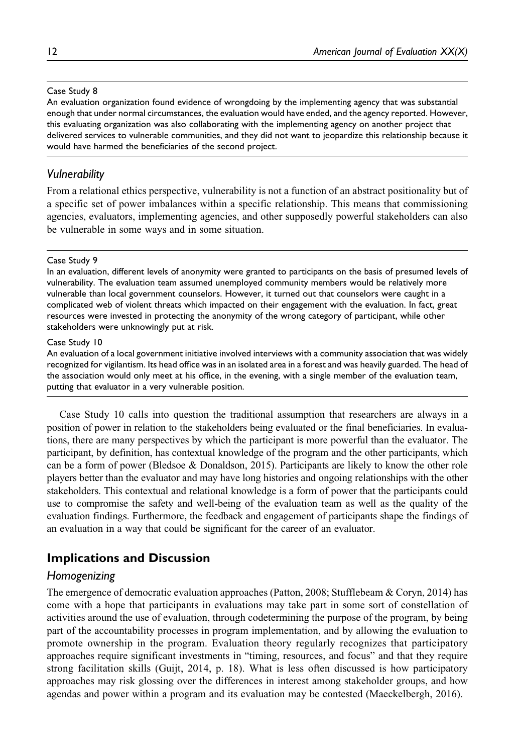Case Study 8

An evaluation organization found evidence of wrongdoing by the implementing agency that was substantial enough that under normal circumstances, the evaluation would have ended, and the agency reported. However, this evaluating organization was also collaborating with the implementing agency on another project that delivered services to vulnerable communities, and they did not want to jeopardize this relationship because it would have harmed the beneficiaries of the second project.

### *Vulnerability*

From a relational ethics perspective, vulnerability is not a function of an abstract positionality but of a specific set of power imbalances within a specific relationship. This means that commissioning agencies, evaluators, implementing agencies, and other supposedly powerful stakeholders can also be vulnerable in some ways and in some situation.

Case Study 9

In an evaluation, different levels of anonymity were granted to participants on the basis of presumed levels of vulnerability. The evaluation team assumed unemployed community members would be relatively more vulnerable than local government counselors. However, it turned out that counselors were caught in a complicated web of violent threats which impacted on their engagement with the evaluation. In fact, great resources were invested in protecting the anonymity of the wrong category of participant, while other stakeholders were unknowingly put at risk.

Case Study 10

An evaluation of a local government initiative involved interviews with a community association that was widely recognized for vigilantism. Its head office was in an isolated area in a forest and was heavily guarded. The head of the association would only meet at his office, in the evening, with a single member of the evaluation team, putting that evaluator in a very vulnerable position.

Case Study 10 calls into question the traditional assumption that researchers are always in a position of power in relation to the stakeholders being evaluated or the final beneficiaries. In evaluations, there are many perspectives by which the participant is more powerful than the evaluator. The participant, by definition, has contextual knowledge of the program and the other participants, which can be a form of power (Bledsoe & Donaldson, 2015). Participants are likely to know the other role players better than the evaluator and may have long histories and ongoing relationships with the other stakeholders. This contextual and relational knowledge is a form of power that the participants could use to compromise the safety and well-being of the evaluation team as well as the quality of the evaluation findings. Furthermore, the feedback and engagement of participants shape the findings of an evaluation in a way that could be significant for the career of an evaluator.

## Implications and Discussion

### *Homogenizing*

The emergence of democratic evaluation approaches (Patton, 2008; Stufflebeam & Coryn, 2014) has come with a hope that participants in evaluations may take part in some sort of constellation of activities around the use of evaluation, through codetermining the purpose of the program, by being part of the accountability processes in program implementation, and by allowing the evaluation to promote ownership in the program. Evaluation theory regularly recognizes that participatory approaches require significant investments in "timing, resources, and focus" and that they require strong facilitation skills (Guijt, 2014, p. 18). What is less often discussed is how participatory approaches may risk glossing over the differences in interest among stakeholder groups, and how agendas and power within a program and its evaluation may be contested (Maeckelbergh, 2016).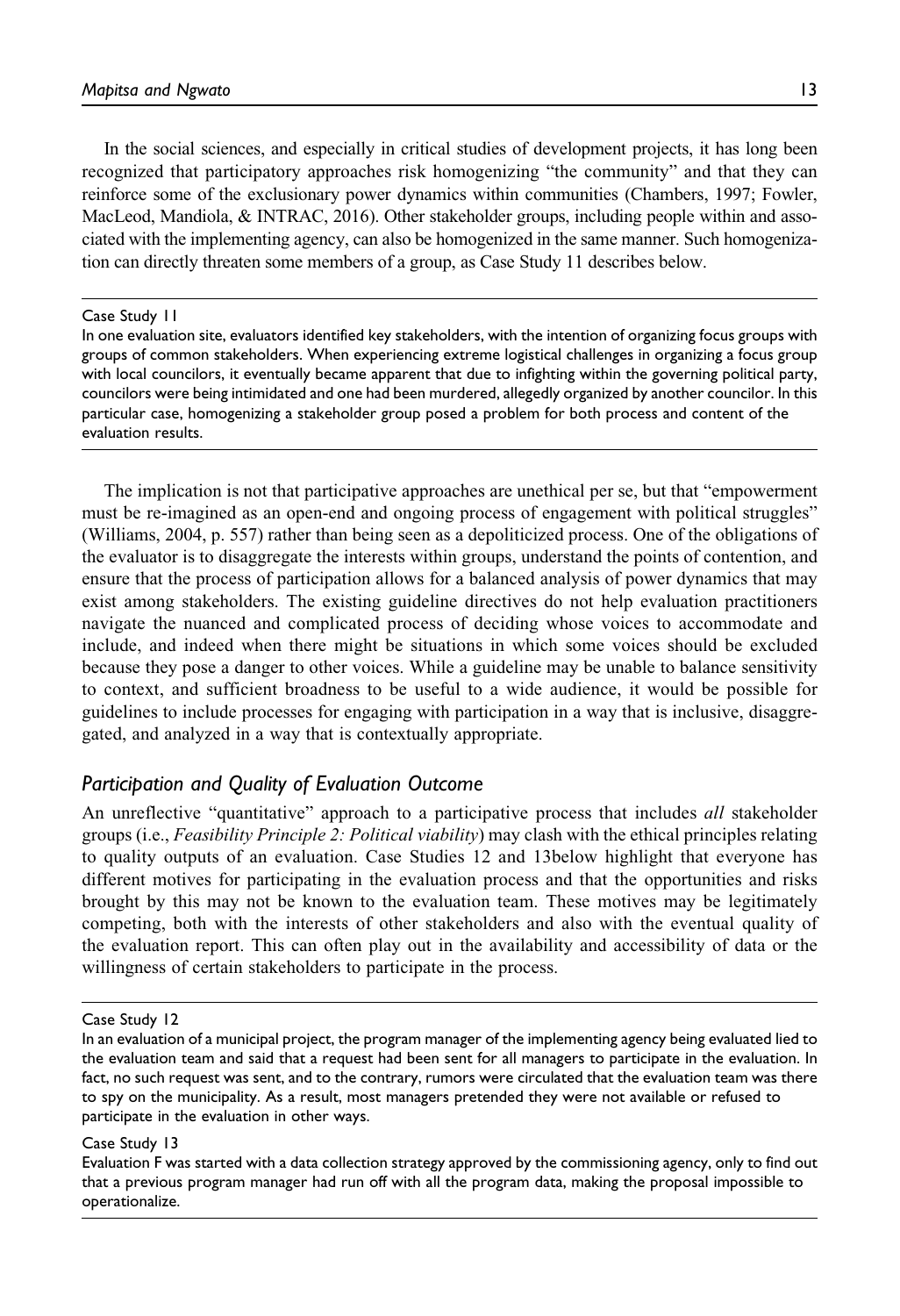In the social sciences, and especially in critical studies of development projects, it has long been recognized that participatory approaches risk homogenizing "the community" and that they can reinforce some of the exclusionary power dynamics within communities (Chambers, 1997; Fowler, MacLeod, Mandiola, & INTRAC, 2016). Other stakeholder groups, including people within and associated with the implementing agency, can also be homogenized in the same manner. Such homogenization can directly threaten some members of a group, as Case Study 11 describes below.

---

Case Study 11

In one evaluation site, evaluators identified key stakeholders, with the intention of organizing focus groups with groups of common stakeholders. When experiencing extreme logistical challenges in organizing a focus group with local councilors, it eventually became apparent that due to infighting within the governing political party, councilors were being intimidated and one had been murdered, allegedly organized by another councilor. In this particular case, homogenizing a stakeholder group posed a problem for both process and content of the evaluation results.

---

The implication is not that participative approaches are unethical per se, but that "empowerment must be re-imagined as an open-end and ongoing process of engagement with political struggles" (Williams, 2004, p. 557) rather than being seen as a depoliticized process. One of the obligations of the evaluator is to disaggregate the interests within groups, understand the points of contention, and ensure that the process of participation allows for a balanced analysis of power dynamics that may exist among stakeholders. The existing guideline directives do not help evaluation practitioners navigate the nuanced and complicated process of deciding whose voices to accommodate and include, and indeed when there might be situations in which some voices should be excluded because they pose a danger to other voices. While a guideline may be unable to balance sensitivity to context, and sufficient broadness to be useful to a wide audience, it would be possible for guidelines to include processes for engaging with participation in a way that is inclusive, disaggregated, and analyzed in a way that is contextually appropriate.

### *Participation and Quality of Evaluation Outcome*

An unreflective "quantitative" approach to a participative process that includes *all* stakeholder groups (i.e., *Feasibility Principle 2: Political viability*) may clash with the ethical principles relating to quality outputs of an evaluation. Case Studies 12 and 13below highlight that everyone has different motives for participating in the evaluation process and that the opportunities and risks brought by this may not be known to the evaluation team. These motives may be legitimately competing, both with the interests of other stakeholders and also with the eventual quality of the evaluation report. This can often play out in the availability and accessibility of data or the willingness of certain stakeholders to participate in the process.

---

Case Study 12

In an evaluation of a municipal project, the program manager of the implementing agency being evaluated lied to the evaluation team and said that a request had been sent for all managers to participate in the evaluation. In fact, no such request was sent, and to the contrary, rumors were circulated that the evaluation team was there to spy on the municipality. As a result, most managers pretended they were not available or refused to participate in the evaluation in other ways.

Case Study 13

Evaluation F was started with a data collection strategy approved by the commissioning agency, only to find out that a previous program manager had run off with all the program data, making the proposal impossible to operationalize.

---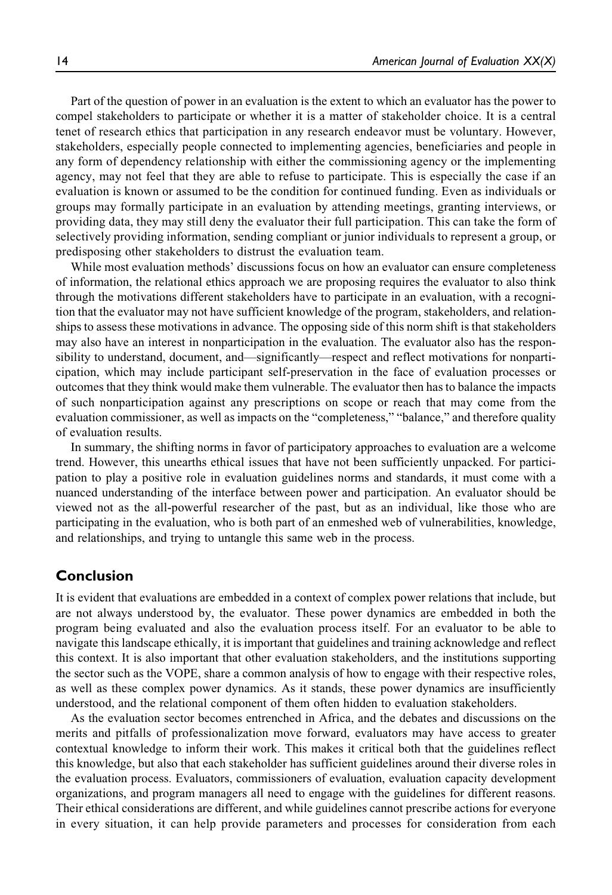Part of the question of power in an evaluation is the extent to which an evaluator has the power to compel stakeholders to participate or whether it is a matter of stakeholder choice. It is a central tenet of research ethics that participation in any research endeavor must be voluntary. However, stakeholders, especially people connected to implementing agencies, beneficiaries and people in any form of dependency relationship with either the commissioning agency or the implementing agency, may not feel that they are able to refuse to participate. This is especially the case if an evaluation is known or assumed to be the condition for continued funding. Even as individuals or groups may formally participate in an evaluation by attending meetings, granting interviews, or providing data, they may still deny the evaluator their full participation. This can take the form of selectively providing information, sending compliant or junior individuals to represent a group, or predisposing other stakeholders to distrust the evaluation team.

While most evaluation methods' discussions focus on how an evaluator can ensure completeness of information, the relational ethics approach we are proposing requires the evaluator to also think through the motivations different stakeholders have to participate in an evaluation, with a recognition that the evaluator may not have sufficient knowledge of the program, stakeholders, and relationships to assess these motivations in advance. The opposing side of this norm shift is that stakeholders may also have an interest in nonparticipation in the evaluation. The evaluator also has the responsibility to understand, document, and—significantly—respect and reflect motivations for nonparticipation, which may include participant self-preservation in the face of evaluation processes or outcomes that they think would make them vulnerable. The evaluator then has to balance the impacts of such nonparticipation against any prescriptions on scope or reach that may come from the evaluation commissioner, as well as impacts on the "completeness," "balance," and therefore quality of evaluation results.

In summary, the shifting norms in favor of participatory approaches to evaluation are a welcome trend. However, this unearths ethical issues that have not been sufficiently unpacked. For participation to play a positive role in evaluation guidelines norms and standards, it must come with a nuanced understanding of the interface between power and participation. An evaluator should be viewed not as the all-powerful researcher of the past, but as an individual, like those who are participating in the evaluation, who is both part of an enmeshed web of vulnerabilities, knowledge, and relationships, and trying to untangle this same web in the process.

## Conclusion

It is evident that evaluations are embedded in a context of complex power relations that include, but are not always understood by, the evaluator. These power dynamics are embedded in both the program being evaluated and also the evaluation process itself. For an evaluator to be able to navigate this landscape ethically, it is important that guidelines and training acknowledge and reflect this context. It is also important that other evaluation stakeholders, and the institutions supporting the sector such as the VOPE, share a common analysis of how to engage with their respective roles, as well as these complex power dynamics. As it stands, these power dynamics are insufficiently understood, and the relational component of them often hidden to evaluation stakeholders.

As the evaluation sector becomes entrenched in Africa, and the debates and discussions on the merits and pitfalls of professionalization move forward, evaluators may have access to greater contextual knowledge to inform their work. This makes it critical both that the guidelines reflect this knowledge, but also that each stakeholder has sufficient guidelines around their diverse roles in the evaluation process. Evaluators, commissioners of evaluation, evaluation capacity development organizations, and program managers all need to engage with the guidelines for different reasons. Their ethical considerations are different, and while guidelines cannot prescribe actions for everyone in every situation, it can help provide parameters and processes for consideration from each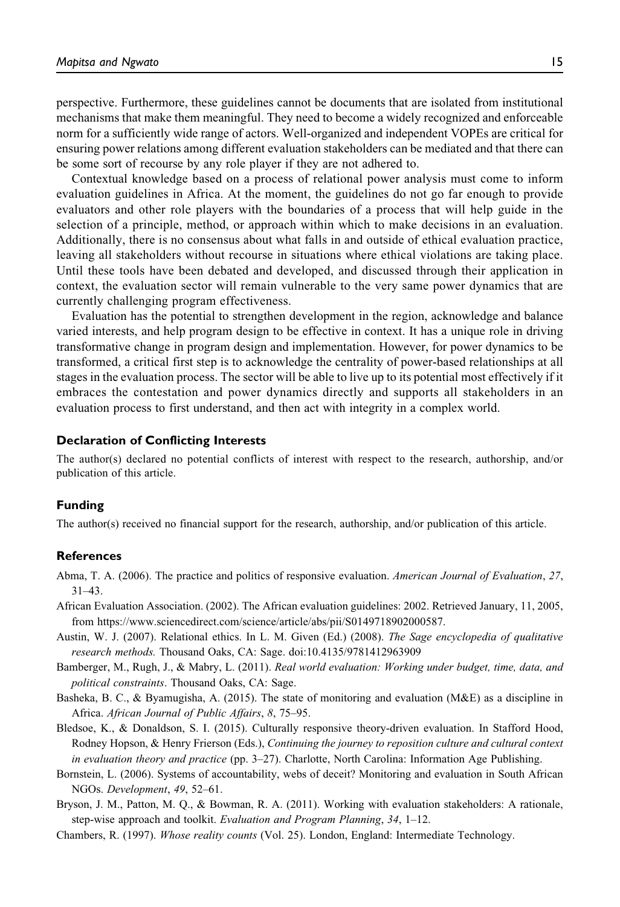perspective. Furthermore, these guidelines cannot be documents that are isolated from institutional mechanisms that make them meaningful. They need to become a widely recognized and enforceable norm for a sufficiently wide range of actors. Well-organized and independent VOPEs are critical for ensuring power relations among different evaluation stakeholders can be mediated and that there can be some sort of recourse by any role player if they are not adhered to.

Contextual knowledge based on a process of relational power analysis must come to inform evaluation guidelines in Africa. At the moment, the guidelines do not go far enough to provide evaluators and other role players with the boundaries of a process that will help guide in the selection of a principle, method, or approach within which to make decisions in an evaluation. Additionally, there is no consensus about what falls in and outside of ethical evaluation practice, leaving all stakeholders without recourse in situations where ethical violations are taking place. Until these tools have been debated and developed, and discussed through their application in context, the evaluation sector will remain vulnerable to the very same power dynamics that are currently challenging program effectiveness.

Evaluation has the potential to strengthen development in the region, acknowledge and balance varied interests, and help program design to be effective in context. It has a unique role in driving transformative change in program design and implementation. However, for power dynamics to be transformed, a critical first step is to acknowledge the centrality of power-based relationships at all stages in the evaluation process. The sector will be able to live up to its potential most effectively if it embraces the contestation and power dynamics directly and supports all stakeholders in an evaluation process to first understand, and then act with integrity in a complex world.

### Declaration of Conflicting Interests

The author(s) declared no potential conflicts of interest with respect to the research, authorship, and/or publication of this article.

### Funding

The author(s) received no financial support for the research, authorship, and/or publication of this article.

### References

Abma, T. A. (2006). The practice and politics of responsive evaluation. *American Journal of Evaluation*, *27*, 31–43.

African Evaluation Association. (2002). The African evaluation guidelines: 2002. Retrieved January, 11, 2005, from https://www.sciencedirect.com/science/article/abs/pii/S0149718902000587.

Austin, W. J. (2007). Relational ethics. In L. M. Given (Ed.) (2008). *The Sage encyclopedia of qualitative research methods.* Thousand Oaks, CA: Sage. doi:10.4135/9781412963909

Bamberger, M., Rugh, J., & Mabry, L. (2011). *Real world evaluation: Working under budget, time, data, and political constraints*. Thousand Oaks, CA: Sage.

Basheka, B. C., & Byamugisha, A. (2015). The state of monitoring and evaluation (M&E) as a discipline in Africa. *African Journal of Public Affairs*, *8*, 75–95.

Bledsoe, K., & Donaldson, S. I. (2015). Culturally responsive theory-driven evaluation. In Stafford Hood, Rodney Hopson, & Henry Frierson (Eds.), *Continuing the journey to reposition culture and cultural context in evaluation theory and practice* (pp. 3–27). Charlotte, North Carolina: Information Age Publishing.

Bornstein, L. (2006). Systems of accountability, webs of deceit? Monitoring and evaluation in South African NGOs. *Development*, *49*, 52–61.

Bryson, J. M., Patton, M. Q., & Bowman, R. A. (2011). Working with evaluation stakeholders: A rationale, step-wise approach and toolkit. *Evaluation and Program Planning*, *34*, 1–12.

Chambers, R. (1997). *Whose reality counts* (Vol. 25). London, England: Intermediate Technology.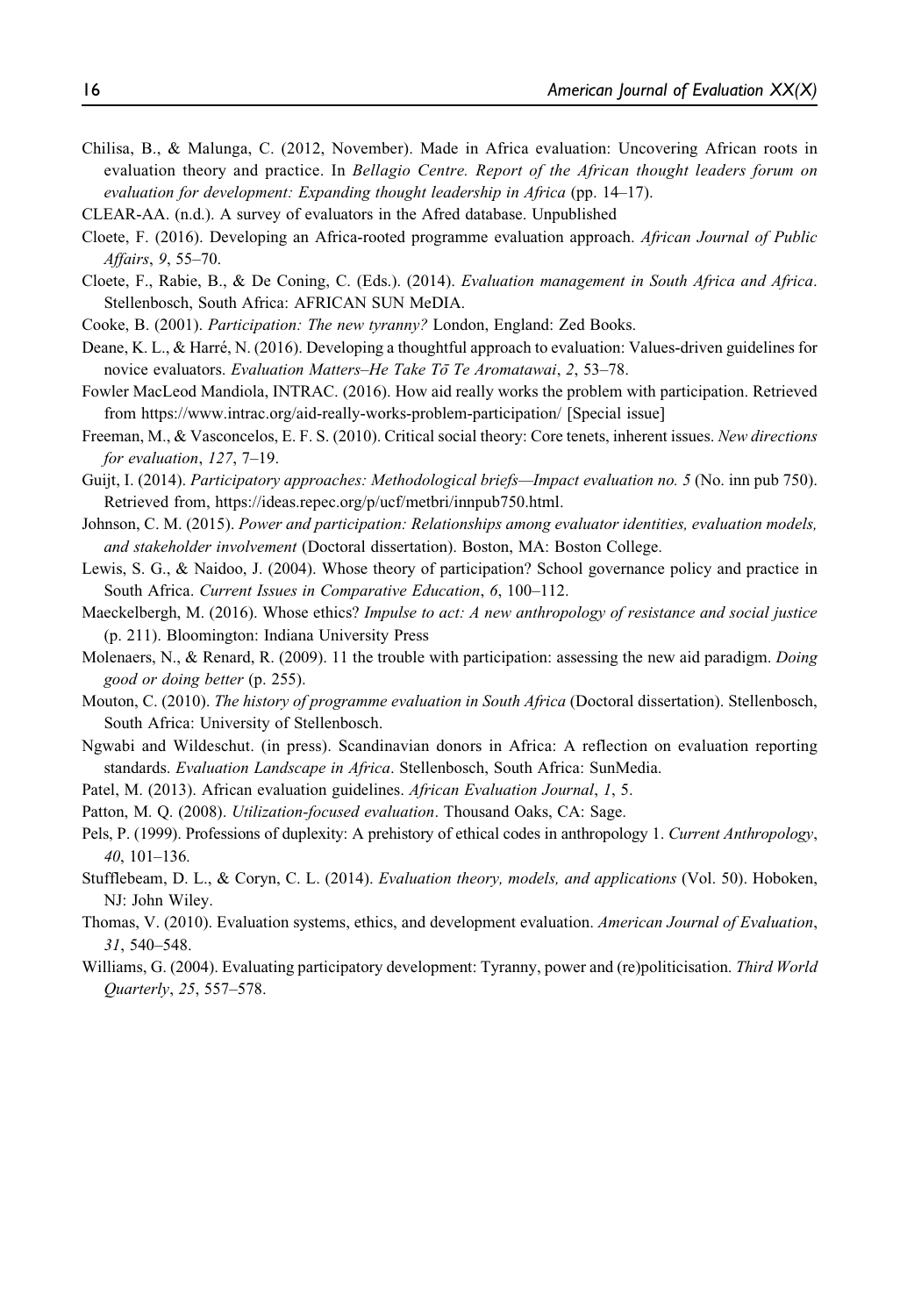Chilisa, B., & Malunga, C. (2012, November). Made in Africa evaluation: Uncovering African roots in evaluation theory and practice. In *Bellagio Centre. Report of the African thought leaders forum on evaluation for development: Expanding thought leadership in Africa* (pp. 14–17).

CLEAR-AA. (n.d.). A survey of evaluators in the Afred database. Unpublished

Cloete, F. (2016). Developing an Africa-rooted programme evaluation approach. *African Journal of Public Affairs*, *9*, 55–70.

Cloete, F., Rabie, B., & De Coning, C. (Eds.). (2014). *Evaluation management in South Africa and Africa*. Stellenbosch, South Africa: AFRICAN SUN MeDIA.

Cooke, B. (2001). *Participation: The new tyranny?* London, England: Zed Books.

Deane, K. L., & Harré, N. (2016). Developing a thoughtful approach to evaluation: Values-driven guidelines for novice evaluators. *Evaluation Matters–He Take Tō Te Aromatawai*, *2*, 53–78.

Fowler MacLeod Mandiola, INTRAC. (2016). How aid really works the problem with participation. Retrieved from https://www.intrac.org/aid-really-works-problem-participation/ [Special issue]

Freeman, M., & Vasconcelos, E. F. S. (2010). Critical social theory: Core tenets, inherent issues. *New directions for evaluation*, *127*, 7–19.

Guijt, I. (2014). *Participatory approaches: Methodological briefs—Impact evaluation no. 5* (No. inn pub 750). Retrieved from, https://ideas.repec.org/p/ucf/metbri/innpub750.html.

Johnson, C. M. (2015). *Power and participation: Relationships among evaluator identities, evaluation models, and stakeholder involvement* (Doctoral dissertation). Boston, MA: Boston College.

Lewis, S. G., & Naidoo, J. (2004). Whose theory of participation? School governance policy and practice in South Africa. *Current Issues in Comparative Education*, *6*, 100–112.

Maeckelbergh, M. (2016). Whose ethics? *Impulse to act: A new anthropology of resistance and social justice* (p. 211). Bloomington: Indiana University Press

Molenaers, N., & Renard, R. (2009). 11 the trouble with participation: assessing the new aid paradigm. *Doing good or doing better* (p. 255).

Mouton, C. (2010). *The history of programme evaluation in South Africa* (Doctoral dissertation). Stellenbosch, South Africa: University of Stellenbosch.

Ngwabi and Wildeschut. (in press). Scandinavian donors in Africa: A reflection on evaluation reporting standards. *Evaluation Landscape in Africa*. Stellenbosch, South Africa: SunMedia.

Patel, M. (2013). African evaluation guidelines. *African Evaluation Journal*, *1*, 5.

Patton, M. Q. (2008). *Utilization-focused evaluation*. Thousand Oaks, CA: Sage.

Pels, P. (1999). Professions of duplexity: A prehistory of ethical codes in anthropology 1. *Current Anthropology*, *40*, 101–136.

Stufflebeam, D. L., & Coryn, C. L. (2014). *Evaluation theory, models, and applications* (Vol. 50). Hoboken, NJ: John Wiley.

Thomas, V. (2010). Evaluation systems, ethics, and development evaluation. *American Journal of Evaluation*, *31*, 540–548.

Williams, G. (2004). Evaluating participatory development: Tyranny, power and (re)politicisation. *Third World Quarterly*, *25*, 557–578.